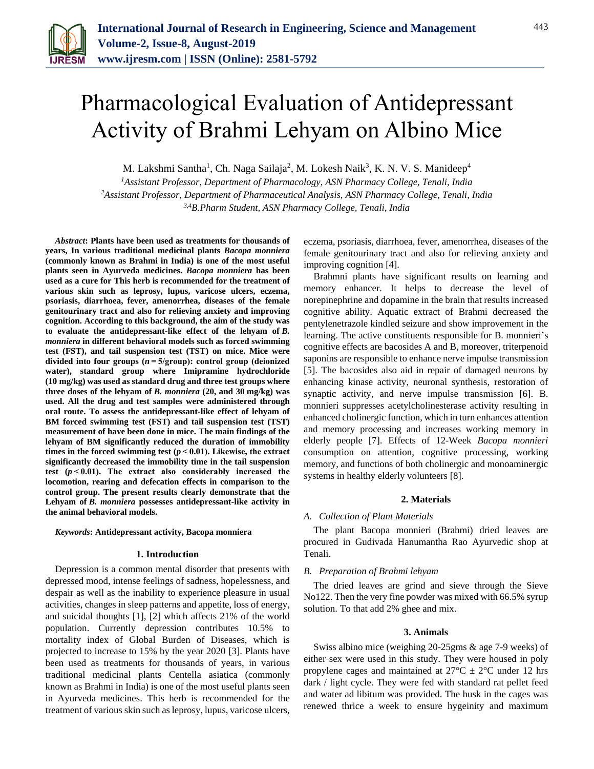# Pharmacological Evaluation of Antidepressant Activity of Brahmi Lehyam on Albino Mice

M. Lakshmi Santha[1], Ch. Naga Sailaja[2], M. Lokesh Naik[3], K. N. V. S. Manideep[4]

[1]*Assistant Professor, Department of Pharmacology, ASN Pharmacy College, Tenali, India*
[2]*Assistant Professor, Department of Pharmaceutical Analysis, ASN Pharmacy College, Tenali, India*
[3,4]*B.Pharm Student, ASN Pharmacy College, Tenali, India*

***Abstract*: Plants have been used as treatments for thousands of years, In various traditional medicinal plants *Bacopa monniera* (commonly known as Brahmi in India) is one of the most useful plants seen in Ayurveda medicines. *Bacopa monniera* has been used as a cure for This herb is recommended for the treatment of various skin such as leprosy, lupus, varicose ulcers, eczema, psoriasis, diarrhoea, fever, amenorrhea, diseases of the female genitourinary tract and also for relieving anxiety and improving cognition. According to this background, the aim of the study was to evaluate the antidepressant-like effect of the lehyam of *B. monniera* in different behavioral models such as forced swimming test (FST), and tail suspension test (TST) on mice. Mice were divided into four groups (*n* = 5/group): control group (deionized water), standard group where Imipramine hydrochloride (10 mg/kg) was used as standard drug and three test groups where three doses of the lehyam of *B. monniera* (20, and 30 mg/kg) was used. All the drug and test samples were administered through oral route. To assess the antidepressant-like effect of lehyam of BM forced swimming test (FST) and tail suspension test (TST) measurement of have been done in mice. The main findings of the lehyam of BM significantly reduced the duration of immobility times in the forced swimming test ($p < 0.01$). Likewise, the extract significantly decreased the immobility time in the tail suspension test ($p < 0.01$). The extract also considerably increased the locomotion, rearing and defecation effects in comparison to the control group. The present results clearly demonstrate that the Lehyam of *B. monniera* possesses antidepressant-like activity in the animal behavioral models.**

***Keywords*: Antidepressant activity, Bacopa monniera**

## 1. Introduction

Depression is a common mental disorder that presents with depressed mood, intense feelings of sadness, hopelessness, and despair as well as the inability to experience pleasure in usual activities, changes in sleep patterns and appetite, loss of energy, and suicidal thoughts [1], [2] which affects 21% of the world population. Currently depression contributes 10.5% to mortality index of Global Burden of Diseases, which is projected to increase to 15% by the year 2020 [3]. Plants have been used as treatments for thousands of years, in various traditional medicinal plants Centella asiatica (commonly known as Brahmi in India) is one of the most useful plants seen in Ayurveda medicines. This herb is recommended for the treatment of various skin such as leprosy, lupus, varicose ulcers, eczema, psoriasis, diarrhoea, fever, amenorrhea, diseases of the female genitourinary tract and also for relieving anxiety and improving cognition [4].

Brahmni plants have significant results on learning and memory enhancer. It helps to decrease the level of norepinephrine and dopamine in the brain that results increased cognitive ability. Aquatic extract of Brahmi decreased the pentylenetrazole kindled seizure and show improvement in the learning. The active constituents responsible for B. monnieri's cognitive effects are bacosides A and B, moreover, triterpenoid saponins are responsible to enhance nerve impulse transmission [5]. The bacosides also aid in repair of damaged neurons by enhancing kinase activity, neuronal synthesis, restoration of synaptic activity, and nerve impulse transmission [6]. B. monnieri suppresses acetylcholinesterase activity resulting in enhanced cholinergic function, which in turn enhances attention and memory processing and increases working memory in elderly people [7]. Effects of 12-Week *Bacopa monnieri* consumption on attention, cognitive processing, working memory, and functions of both cholinergic and monoaminergic systems in healthy elderly volunteers [8].

## 2. Materials

### A. Collection of Plant Materials

The plant Bacopa monnieri (Brahmi) dried leaves are procured in Gudivada Hanumantha Rao Ayurvedic shop at Tenali.

### B. Preparation of Brahmi lehyam

The dried leaves are grind and sieve through the Sieve No122. Then the very fine powder was mixed with 66.5% syrup solution. To that add 2% ghee and mix.

## 3. Animals

Swiss albino mice (weighing 20-25gms & age 7-9 weeks) of either sex were used in this study. They were housed in poly propylene cages and maintained at 27°C ± 2°C under 12 hrs dark / light cycle. They were fed with standard rat pellet feed and water ad libitum was provided. The husk in the cages was renewed thrice a week to ensure hygeinity and maximum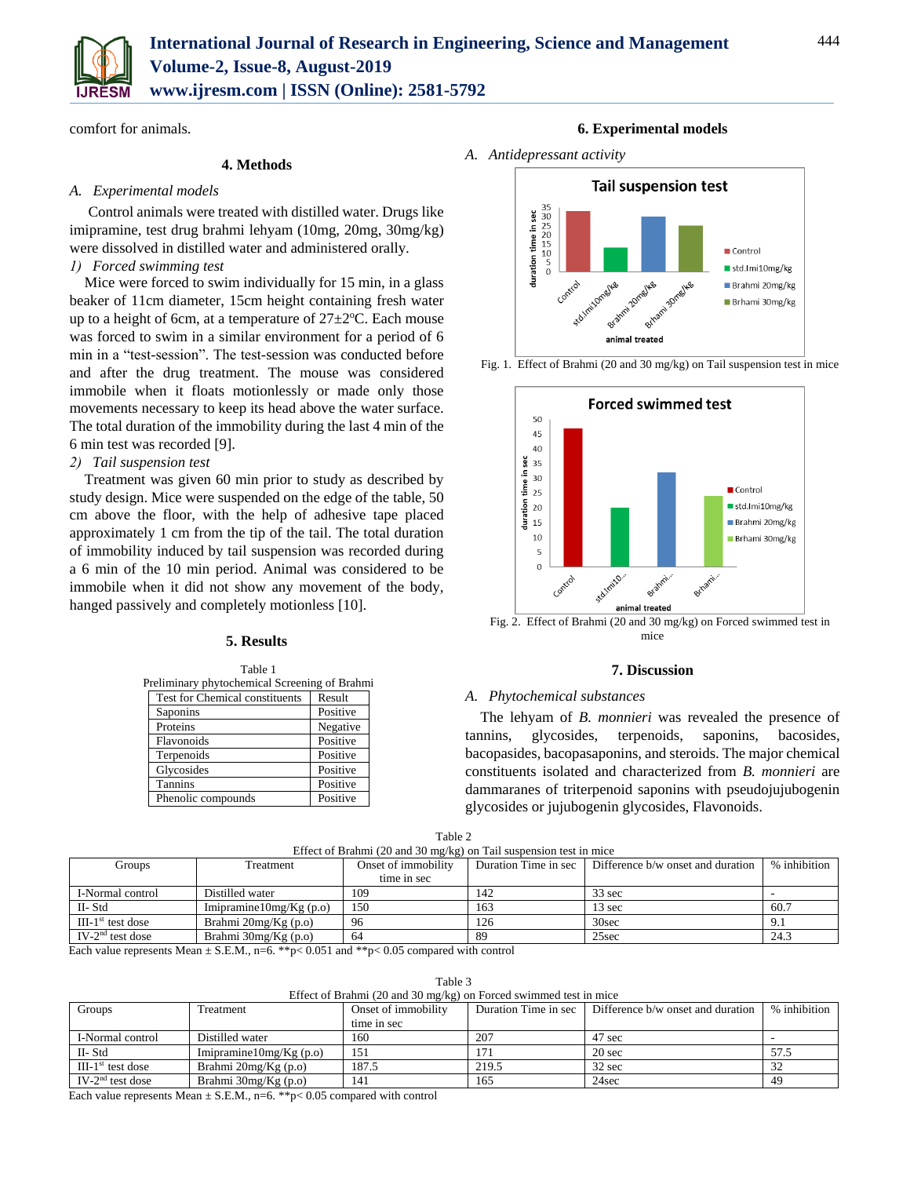comfort for animals.

## 4. Methods

### *A. Experimental models*

Control animals were treated with distilled water. Drugs like imipramine, test drug brahmi lehyam (10mg, 20mg, 30mg/kg) were dissolved in distilled water and administered orally.

*1) Forced swimming test*

Mice were forced to swim individually for 15 min, in a glass beaker of 11cm diameter, 15cm height containing fresh water up to a height of 6cm, at a temperature of 27±2°C. Each mouse was forced to swim in a similar environment for a period of 6 min in a "test-session". The test-session was conducted before and after the drug treatment. The mouse was considered immobile when it floats motionlessly or made only those movements necessary to keep its head above the water surface. The total duration of the immobility during the last 4 min of the 6 min test was recorded [9].

*2) Tail suspension test*

Treatment was given 60 min prior to study as described by study design. Mice were suspended on the edge of the table, 50 cm above the floor, with the help of adhesive tape placed approximately 1 cm from the tip of the tail. The total duration of immobility induced by tail suspension was recorded during a 6 min of the 10 min period. Animal was considered to be immobile when it did not show any movement of the body, hanged passively and completely motionless [10].

## 5. Results

Table 1
Preliminary phytochemical Screening of Brahmi

| Test for Chemical constituents | Result |
|---|---|
| Saponins | Positive |
| Proteins | Negative |
| Flavonoids | Positive |
| Terpenoids | Positive |
| Glycosides | Positive |
| Tannins | Positive |
| Phenolic compounds | Positive |

## 6. Experimental models

### *A. Antidepressant activity*

Fig. 1. Effect of Brahmi (20 and 30 mg/kg) on Tail suspension test in mice

Fig. 2. Effect of Brahmi (20 and 30 mg/kg) on Forced swimmed test in mice

## 7. Discussion

### *A. Phytochemical substances*

The lehyam of *B. monnieri* was revealed the presence of tannins, glycosides, terpenoids, saponins, bacosides, bacopasides, bacopasaponins, and steroids. The major chemical constituents isolated and characterized from *B. monnieri* are dammaranes of triterpenoid saponins with pseudojujubogenin glycosides or jujubogenin glycosides, Flavonoids.

Table 2
Effect of Brahmi (20 and 30 mg/kg) on Tail suspension test in mice

| Groups | Treatment | Onset of immobility time in sec | Duration Time in sec | Difference b/w onset and duration | % inhibition |
|---|---|---|---|---|---|
| I-Normal control | Distilled water | 109 | 142 | 33 sec | - |
| II- Std | Imipramine10mg/Kg (p.o) | 150 | 163 | 13 sec | 60.7 |
| III-1st test dose | Brahmi 20mg/Kg (p.o) | 96 | 126 | 30sec | 9.1 |
| IV-2nd test dose | Brahmi 30mg/Kg (p.o) | 64 | 89 | 25sec | 24.3 |

Each value represents Mean ± S.E.M., n=6. **$p < 0.051$ and **$p < 0.05$ compared with control

Table 3
Effect of Brahmi (20 and 30 mg/kg) on Forced swimmed test in mice

| Groups | Treatment | Onset of immobility time in sec | Duration Time in sec | Difference b/w onset and duration | % inhibition |
|---|---|---|---|---|---|
| I-Normal control | Distilled water | 160 | 207 | 47 sec | - |
| II- Std | Imipramine10mg/Kg (p.o) | 151 | 171 | 20 sec | 57.5 |
| III-1st test dose | Brahmi 20mg/Kg (p.o) | 187.5 | 219.5 | 32 sec | 32 |
| IV-2nd test dose | Brahmi 30mg/Kg (p.o) | 141 | 165 | 24sec | 49 |

Each value represents Mean ± S.E.M., n=6. **$p < 0.05$ compared with control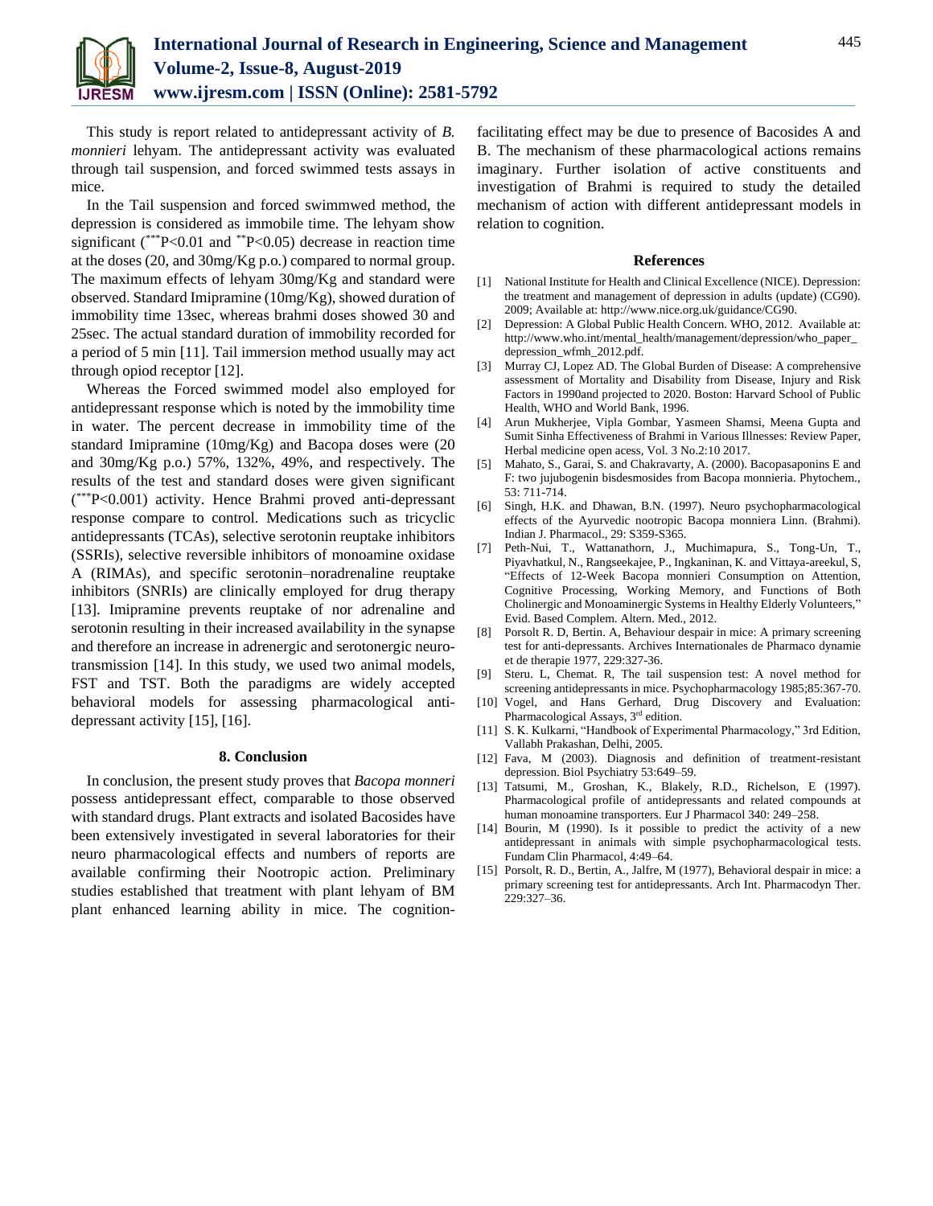This study is report related to antidepressant activity of *B. monnieri* lehyam. The antidepressant activity was evaluated through tail suspension, and forced swimmed tests assays in mice.

In the Tail suspension and forced swimmwed method, the depression is considered as immobile time. The lehyam show significant ($^{***}$P<0.01 and $^{**}$P<0.05) decrease in reaction time at the doses (20, and 30mg/Kg p.o.) compared to normal group. The maximum effects of lehyam 30mg/Kg and standard were observed. Standard Imipramine (10mg/Kg), showed duration of immobility time 13sec, whereas brahmi doses showed 30 and 25sec. The actual standard duration of immobility recorded for a period of 5 min [11]. Tail immersion method usually may act through opiod receptor [12].

Whereas the Forced swimmed model also employed for antidepressant response which is noted by the immobility time in water. The percent decrease in immobility time of the standard Imipramine (10mg/Kg) and Bacopa doses were (20 and 30mg/Kg p.o.) 57%, 132%, 49%, and respectively. The results of the test and standard doses were given significant ($^{***}$P<0.001) activity. Hence Brahmi proved anti-depressant response compare to control. Medications such as tricyclic antidepressants (TCAs), selective serotonin reuptake inhibitors (SSRIs), selective reversible inhibitors of monoamine oxidase A (RIMAs), and specific serotonin–noradrenaline reuptake inhibitors (SNRIs) are clinically employed for drug therapy [13]. Imipramine prevents reuptake of nor adrenaline and serotonin resulting in their increased availability in the synapse and therefore an increase in adrenergic and serotonergic neuro-transmission [14]. In this study, we used two animal models, FST and TST. Both the paradigms are widely accepted behavioral models for assessing pharmacological anti-depressant activity [15], [16].

## 8. Conclusion

In conclusion, the present study proves that *Bacopa monneri* possess antidepressant effect, comparable to those observed with standard drugs. Plant extracts and isolated Bacosides have been extensively investigated in several laboratories for their neuro pharmacological effects and numbers of reports are available confirming their Nootropic action. Preliminary studies established that treatment with plant lehyam of BM plant enhanced learning ability in mice. The cognition-facilitating effect may be due to presence of Bacosides A and B. The mechanism of these pharmacological actions remains imaginary. Further isolation of active constituents and investigation of Brahmi is required to study the detailed mechanism of action with different antidepressant models in relation to cognition.

## References

[1] National Institute for Health and Clinical Excellence (NICE). Depression: the treatment and management of depression in adults (update) (CG90). 2009; Available at: http://www.nice.org.uk/guidance/CG90.

[2] Depression: A Global Public Health Concern. WHO, 2012. Available at: http://www.who.int/mental_health/management/depression/who_paper_depression_wfmh_2012.pdf.

[3] Murray CJ, Lopez AD. The Global Burden of Disease: A comprehensive assessment of Mortality and Disability from Disease, Injury and Risk Factors in 1990and projected to 2020. Boston: Harvard School of Public Health, WHO and World Bank, 1996.

[4] Arun Mukherjee, Vipla Gombar, Yasmeen Shamsi, Meena Gupta and Sumit Sinha Effectiveness of Brahmi in Various Illnesses: Review Paper, Herbal medicine open acess, Vol. 3 No.2:10 2017.

[5] Mahato, S., Garai, S. and Chakravarty, A. (2000). Bacopasaponins E and F: two jujubogenin bisdesmosides from Bacopa monnieria. Phytochem., 53: 711-714.

[6] Singh, H.K. and Dhawan, B.N. (1997). Neuro psychopharmacological effects of the Ayurvedic nootropic Bacopa monniera Linn. (Brahmi). Indian J. Pharmacol., 29: S359-S365.

[7] Peth-Nui, T., Wattanathorn, J., Muchimapura, S., Tong-Un, T., Piyavhatkul, N., Rangseekajee, P., Ingkaninan, K. and Vittaya-areekul, S, "Effects of 12-Week Bacopa monnieri Consumption on Attention, Cognitive Processing, Working Memory, and Functions of Both Cholinergic and Monoaminergic Systems in Healthy Elderly Volunteers," Evid. Based Complem. Altern. Med., 2012.

[8] Porsolt R. D, Bertin. A, Behaviour despair in mice: A primary screening test for anti-depressants. Archives Internationales de Pharmaco dynamie et de therapie 1977, 229:327-36.

[9] Steru. L, Chemat. R, The tail suspension test: A novel method for screening antidepressants in mice. Psychopharmacology 1985;85:367-70.

[10] Vogel, and Hans Gerhard, Drug Discovery and Evaluation: Pharmacological Assays, 3rd edition.

[11] S. K. Kulkarni, "Handbook of Experimental Pharmacology," 3rd Edition, Vallabh Prakashan, Delhi, 2005.

[12] Fava, M (2003). Diagnosis and definition of treatment-resistant depression. Biol Psychiatry 53:649–59.

[13] Tatsumi, M., Groshan, K., Blakely, R.D., Richelson, E (1997). Pharmacological profile of antidepressants and related compounds at human monoamine transporters. Eur J Pharmacol 340: 249–258.

[14] Bourin, M (1990). Is it possible to predict the activity of a new antidepressant in animals with simple psychopharmacological tests. Fundam Clin Pharmacol, 4:49–64.

[15] Porsolt, R. D., Bertin, A., Jalfre, M (1977), Behavioral despair in mice: a primary screening test for antidepressants. Arch Int. Pharmacodyn Ther. 229:327–36.